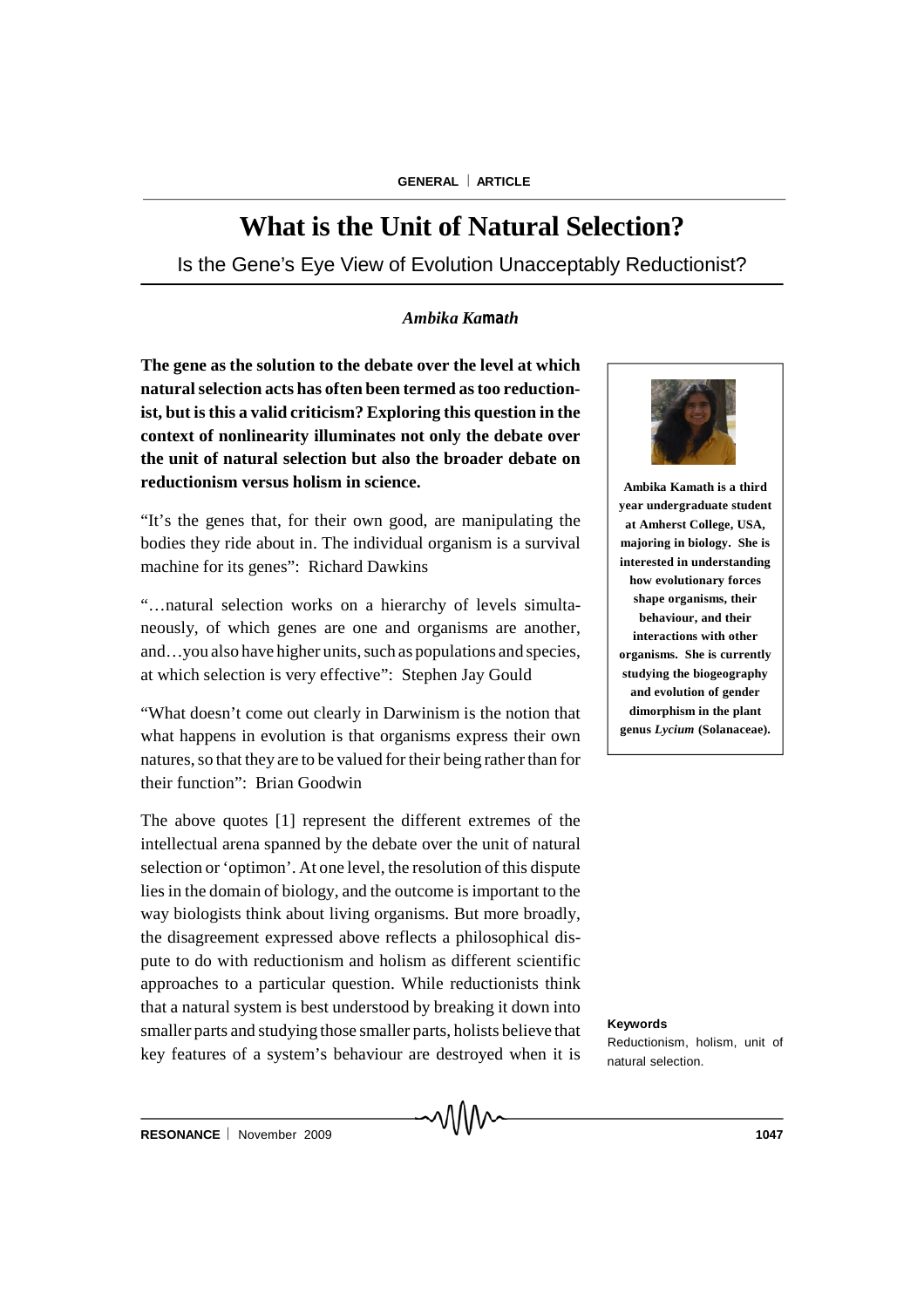# What is the Unit of Natural Selection?

## Is the Gene's Eye View of Evolution Unacceptably Reductionist?

*Ambika Kamath*

**The gene as the solution to the debate over the level at which natural selection acts has often been termed as too reductionist, but is this a valid criticism? Exploring this question in the context of nonlinearity illuminates not only the debate over the unit of natural selection but also the broader debate on reductionism versus holism in science.**

**Ambika Kamath is a third year undergraduate student at Amherst College, USA, majoring in biology. She is interested in understanding how evolutionary forces shape organisms, their behaviour, and their interactions with other organisms. She is currently studying the biogeography and evolution of gender dimorphism in the plant genus *Lycium* (Solanaceae).**

"It's the genes that, for their own good, are manipulating the bodies they ride about in. The individual organism is a survival machine for its genes": Richard Dawkins

"…natural selection works on a hierarchy of levels simultaneously, of which genes are one and organisms are another, and…you also have higher units, such as populations and species, at which selection is very effective": Stephen Jay Gould

"What doesn't come out clearly in Darwinism is the notion that what happens in evolution is that organisms express their own natures, so that they are to be valued for their being rather than for their function": Brian Goodwin

The above quotes [1] represent the different extremes of the intellectual arena spanned by the debate over the unit of natural selection or 'optimon'. At one level, the resolution of this dispute lies in the domain of biology, and the outcome is important to the way biologists think about living organisms. But more broadly, the disagreement expressed above reflects a philosophical dispute to do with reductionism and holism as different scientific approaches to a particular question. While reductionists think that a natural system is best understood by breaking it down into smaller parts and studying those smaller parts, holists believe that key features of a system's behaviour are destroyed when it is

**Keywords**

Reductionism, holism, unit of natural selection.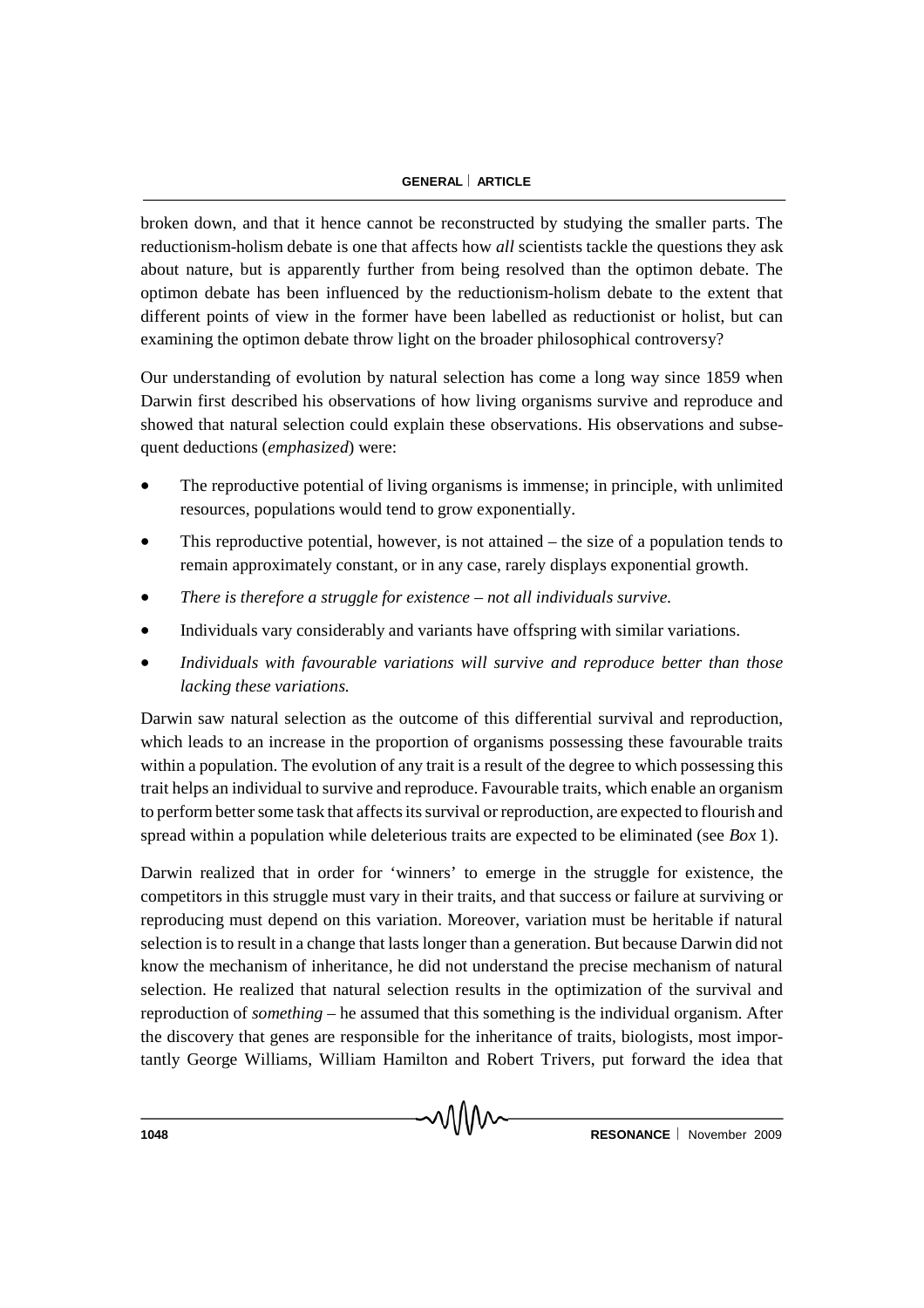broken down, and that it hence cannot be reconstructed by studying the smaller parts. The reductionism-holism debate is one that affects how *all* scientists tackle the questions they ask about nature, but is apparently further from being resolved than the optimon debate. The optimon debate has been influenced by the reductionism-holism debate to the extent that different points of view in the former have been labelled as reductionist or holist, but can examining the optimon debate throw light on the broader philosophical controversy?

Our understanding of evolution by natural selection has come a long way since 1859 when Darwin first described his observations of how living organisms survive and reproduce and showed that natural selection could explain these observations. His observations and subsequent deductions (*emphasized*) were:

- The reproductive potential of living organisms is immense; in principle, with unlimited resources, populations would tend to grow exponentially.
- This reproductive potential, however, is not attained – the size of a population tends to remain approximately constant, or in any case, rarely displays exponential growth.
- *There is therefore a struggle for existence – not all individuals survive.*
- Individuals vary considerably and variants have offspring with similar variations.
- *Individuals with favourable variations will survive and reproduce better than those lacking these variations.*

Darwin saw natural selection as the outcome of this differential survival and reproduction, which leads to an increase in the proportion of organisms possessing these favourable traits within a population. The evolution of any trait is a result of the degree to which possessing this trait helps an individual to survive and reproduce. Favourable traits, which enable an organism to perform better some task that affects its survival or reproduction, are expected to flourish and spread within a population while deleterious traits are expected to be eliminated (see *Box* 1).

Darwin realized that in order for 'winners' to emerge in the struggle for existence, the competitors in this struggle must vary in their traits, and that success or failure at surviving or reproducing must depend on this variation. Moreover, variation must be heritable if natural selection is to result in a change that lasts longer than a generation. But because Darwin did not know the mechanism of inheritance, he did not understand the precise mechanism of natural selection. He realized that natural selection results in the optimization of the survival and reproduction of *something* – he assumed that this something is the individual organism. After the discovery that genes are responsible for the inheritance of traits, biologists, most importantly George Williams, William Hamilton and Robert Trivers, put forward the idea that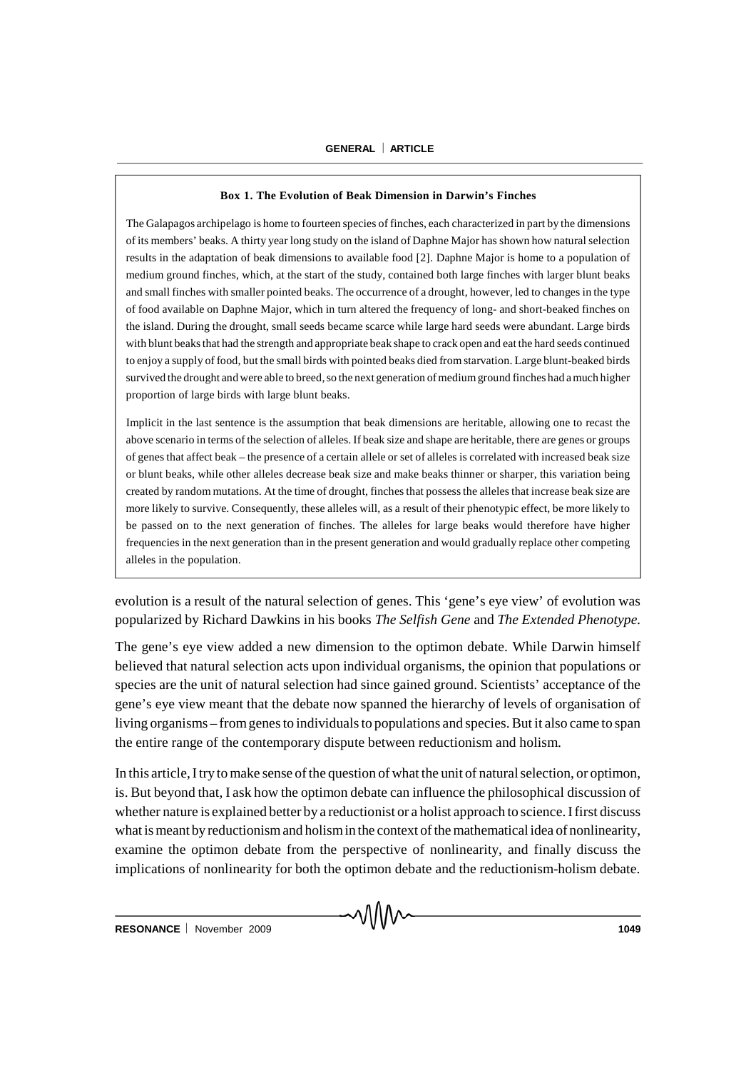**Box 1. The Evolution of Beak Dimension in Darwin's Finches**

The Galapagos archipelago is home to fourteen species of finches, each characterized in part by the dimensions of its members' beaks. A thirty year long study on the island of Daphne Major has shown how natural selection results in the adaptation of beak dimensions to available food [2]. Daphne Major is home to a population of medium ground finches, which, at the start of the study, contained both large finches with larger blunt beaks and small finches with smaller pointed beaks. The occurrence of a drought, however, led to changes in the type of food available on Daphne Major, which in turn altered the frequency of long- and short-beaked finches on the island. During the drought, small seeds became scarce while large hard seeds were abundant. Large birds with blunt beaks that had the strength and appropriate beak shape to crack open and eat the hard seeds continued to enjoy a supply of food, but the small birds with pointed beaks died from starvation. Large blunt-beaked birds survived the drought and were able to breed, so the next generation of medium ground finches had a much higher proportion of large birds with large blunt beaks.

Implicit in the last sentence is the assumption that beak dimensions are heritable, allowing one to recast the above scenario in terms of the selection of alleles. If beak size and shape are heritable, there are genes or groups of genes that affect beak – the presence of a certain allele or set of alleles is correlated with increased beak size or blunt beaks, while other alleles decrease beak size and make beaks thinner or sharper, this variation being created by random mutations. At the time of drought, finches that possess the alleles that increase beak size are more likely to survive. Consequently, these alleles will, as a result of their phenotypic effect, be more likely to be passed on to the next generation of finches. The alleles for large beaks would therefore have higher frequencies in the next generation than in the present generation and would gradually replace other competing alleles in the population.

evolution is a result of the natural selection of genes. This 'gene's eye view' of evolution was popularized by Richard Dawkins in his books *The Selfish Gene* and *The Extended Phenotype.*

The gene's eye view added a new dimension to the optimon debate. While Darwin himself believed that natural selection acts upon individual organisms, the opinion that populations or species are the unit of natural selection had since gained ground. Scientists' acceptance of the gene's eye view meant that the debate now spanned the hierarchy of levels of organisation of living organisms – from genes to individuals to populations and species. But it also came to span the entire range of the contemporary dispute between reductionism and holism.

In this article, I try to make sense of the question of what the unit of natural selection, or optimon, is. But beyond that, I ask how the optimon debate can influence the philosophical discussion of whether nature is explained better by a reductionist or a holist approach to science. I first discuss what is meant by reductionism and holism in the context of the mathematical idea of nonlinearity, examine the optimon debate from the perspective of nonlinearity, and finally discuss the implications of nonlinearity for both the optimon debate and the reductionism-holism debate.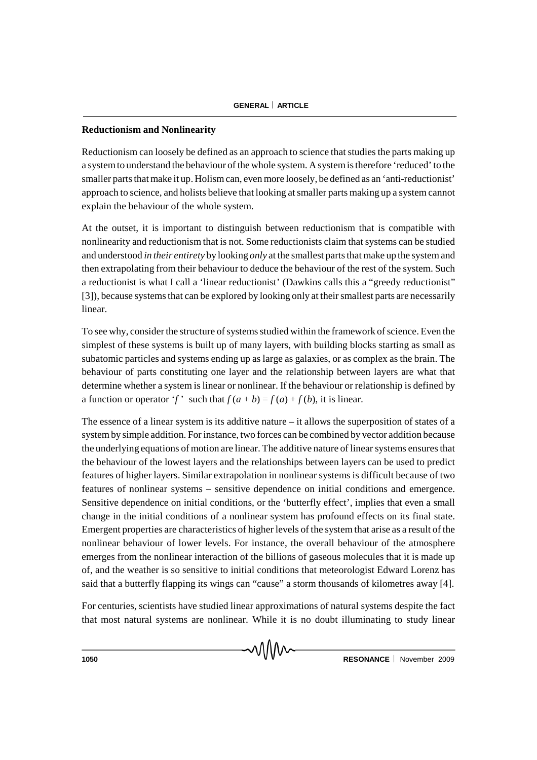### Reductionism and Nonlinearity

Reductionism can loosely be defined as an approach to science that studies the parts making up a system to understand the behaviour of the whole system. A system is therefore 'reduced' to the smaller parts that make it up. Holism can, even more loosely, be defined as an 'anti-reductionist' approach to science, and holists believe that looking at smaller parts making up a system cannot explain the behaviour of the whole system.

At the outset, it is important to distinguish between reductionism that is compatible with nonlinearity and reductionism that is not. Some reductionists claim that systems can be studied and understood *in their entirety* by looking *only* at the smallest parts that make up the system and then extrapolating from their behaviour to deduce the behaviour of the rest of the system. Such a reductionist is what I call a 'linear reductionist' (Dawkins calls this a "greedy reductionist" [3]), because systems that can be explored by looking only at their smallest parts are necessarily linear.

To see why, consider the structure of systems studied within the framework of science. Even the simplest of these systems is built up of many layers, with building blocks starting as small as subatomic particles and systems ending up as large as galaxies, or as complex as the brain. The behaviour of parts constituting one layer and the relationship between layers are what that determine whether a system is linear or nonlinear. If the behaviour or relationship is defined by a function or operator '$f$' such that $f(a + b) = f(a) + f(b)$, it is linear.

The essence of a linear system is its additive nature – it allows the superposition of states of a system by simple addition. For instance, two forces can be combined by vector addition because the underlying equations of motion are linear. The additive nature of linear systems ensures that the behaviour of the lowest layers and the relationships between layers can be used to predict features of higher layers. Similar extrapolation in nonlinear systems is difficult because of two features of nonlinear systems – sensitive dependence on initial conditions and emergence. Sensitive dependence on initial conditions, or the 'butterfly effect', implies that even a small change in the initial conditions of a nonlinear system has profound effects on its final state. Emergent properties are characteristics of higher levels of the system that arise as a result of the nonlinear behaviour of lower levels. For instance, the overall behaviour of the atmosphere emerges from the nonlinear interaction of the billions of gaseous molecules that it is made up of, and the weather is so sensitive to initial conditions that meteorologist Edward Lorenz has said that a butterfly flapping its wings can "cause" a storm thousands of kilometres away [4].

For centuries, scientists have studied linear approximations of natural systems despite the fact that most natural systems are nonlinear. While it is no doubt illuminating to study linear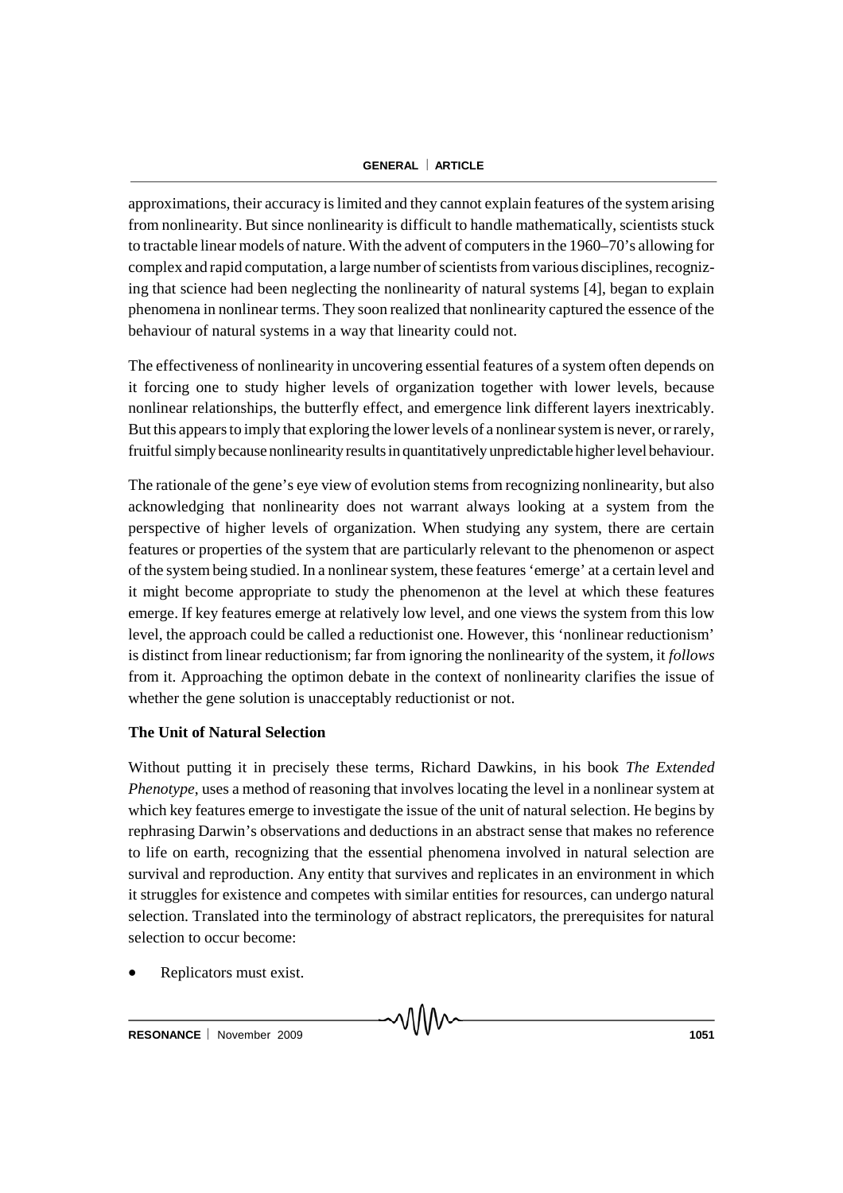approximations, their accuracy is limited and they cannot explain features of the system arising from nonlinearity. But since nonlinearity is difficult to handle mathematically, scientists stuck to tractable linear models of nature. With the advent of computers in the 1960–70's allowing for complex and rapid computation, a large number of scientists from various disciplines, recognizing that science had been neglecting the nonlinearity of natural systems [4], began to explain phenomena in nonlinear terms. They soon realized that nonlinearity captured the essence of the behaviour of natural systems in a way that linearity could not.

The effectiveness of nonlinearity in uncovering essential features of a system often depends on it forcing one to study higher levels of organization together with lower levels, because nonlinear relationships, the butterfly effect, and emergence link different layers inextricably. But this appears to imply that exploring the lower levels of a nonlinear system is never, or rarely, fruitful simply because nonlinearity results in quantitatively unpredictable higher level behaviour.

The rationale of the gene's eye view of evolution stems from recognizing nonlinearity, but also acknowledging that nonlinearity does not warrant always looking at a system from the perspective of higher levels of organization. When studying any system, there are certain features or properties of the system that are particularly relevant to the phenomenon or aspect of the system being studied. In a nonlinear system, these features 'emerge' at a certain level and it might become appropriate to study the phenomenon at the level at which these features emerge. If key features emerge at relatively low level, and one views the system from this low level, the approach could be called a reductionist one. However, this 'nonlinear reductionism' is distinct from linear reductionism; far from ignoring the nonlinearity of the system, it *follows* from it. Approaching the optimon debate in the context of nonlinearity clarifies the issue of whether the gene solution is unacceptably reductionist or not.

**The Unit of Natural Selection**

Without putting it in precisely these terms, Richard Dawkins, in his book *The Extended Phenotype*, uses a method of reasoning that involves locating the level in a nonlinear system at which key features emerge to investigate the issue of the unit of natural selection. He begins by rephrasing Darwin's observations and deductions in an abstract sense that makes no reference to life on earth, recognizing that the essential phenomena involved in natural selection are survival and reproduction. Any entity that survives and replicates in an environment in which it struggles for existence and competes with similar entities for resources, can undergo natural selection. Translated into the terminology of abstract replicators, the prerequisites for natural selection to occur become:

- Replicators must exist.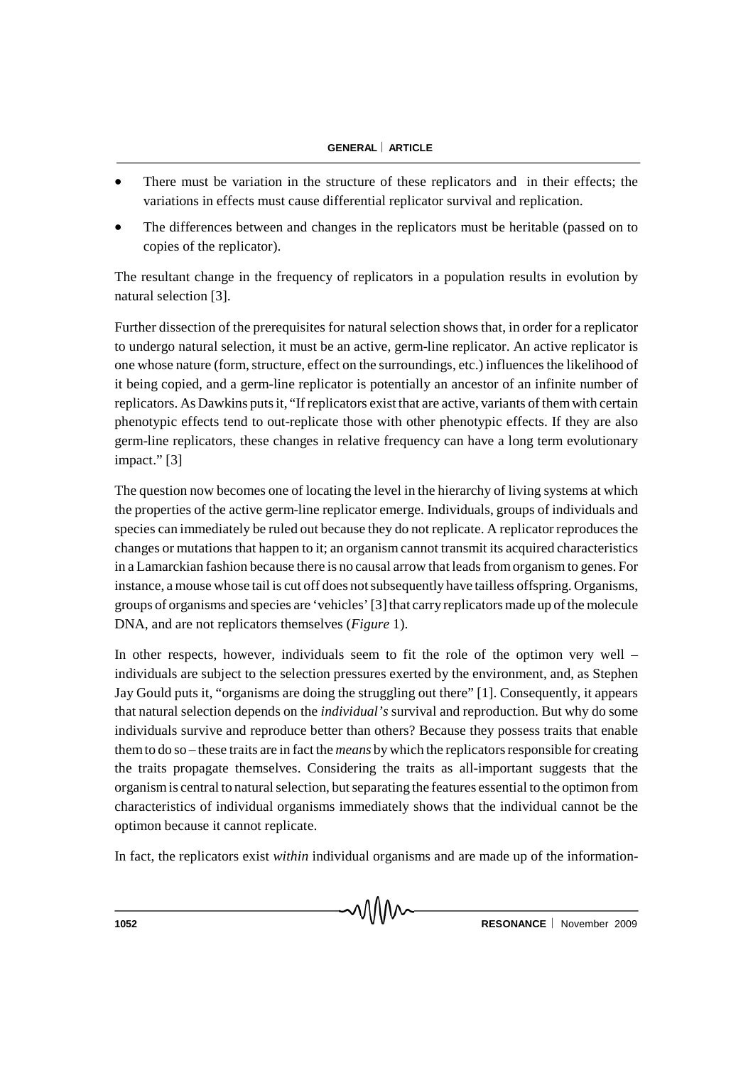- There must be variation in the structure of these replicators and in their effects; the variations in effects must cause differential replicator survival and replication.
- The differences between and changes in the replicators must be heritable (passed on to copies of the replicator).

The resultant change in the frequency of replicators in a population results in evolution by natural selection [3].

Further dissection of the prerequisites for natural selection shows that, in order for a replicator to undergo natural selection, it must be an active, germ-line replicator. An active replicator is one whose nature (form, structure, effect on the surroundings, etc.) influences the likelihood of it being copied, and a germ-line replicator is potentially an ancestor of an infinite number of replicators. As Dawkins puts it, "If replicators exist that are active, variants of them with certain phenotypic effects tend to out-replicate those with other phenotypic effects. If they are also germ-line replicators, these changes in relative frequency can have a long term evolutionary impact." [3]

The question now becomes one of locating the level in the hierarchy of living systems at which the properties of the active germ-line replicator emerge. Individuals, groups of individuals and species can immediately be ruled out because they do not replicate. A replicator reproduces the changes or mutations that happen to it; an organism cannot transmit its acquired characteristics in a Lamarckian fashion because there is no causal arrow that leads from organism to genes. For instance, a mouse whose tail is cut off does not subsequently have tailless offspring. Organisms, groups of organisms and species are 'vehicles' [3] that carry replicators made up of the molecule DNA, and are not replicators themselves (*Figure* 1).

In other respects, however, individuals seem to fit the role of the optimon very well – individuals are subject to the selection pressures exerted by the environment, and, as Stephen Jay Gould puts it, "organisms are doing the struggling out there" [1]. Consequently, it appears that natural selection depends on the *individual's* survival and reproduction. But why do some individuals survive and reproduce better than others? Because they possess traits that enable them to do so – these traits are in fact the *means* by which the replicators responsible for creating the traits propagate themselves. Considering the traits as all-important suggests that the organism is central to natural selection, but separating the features essential to the optimon from characteristics of individual organisms immediately shows that the individual cannot be the optimon because it cannot replicate.

In fact, the replicators exist *within* individual organisms and are made up of the information-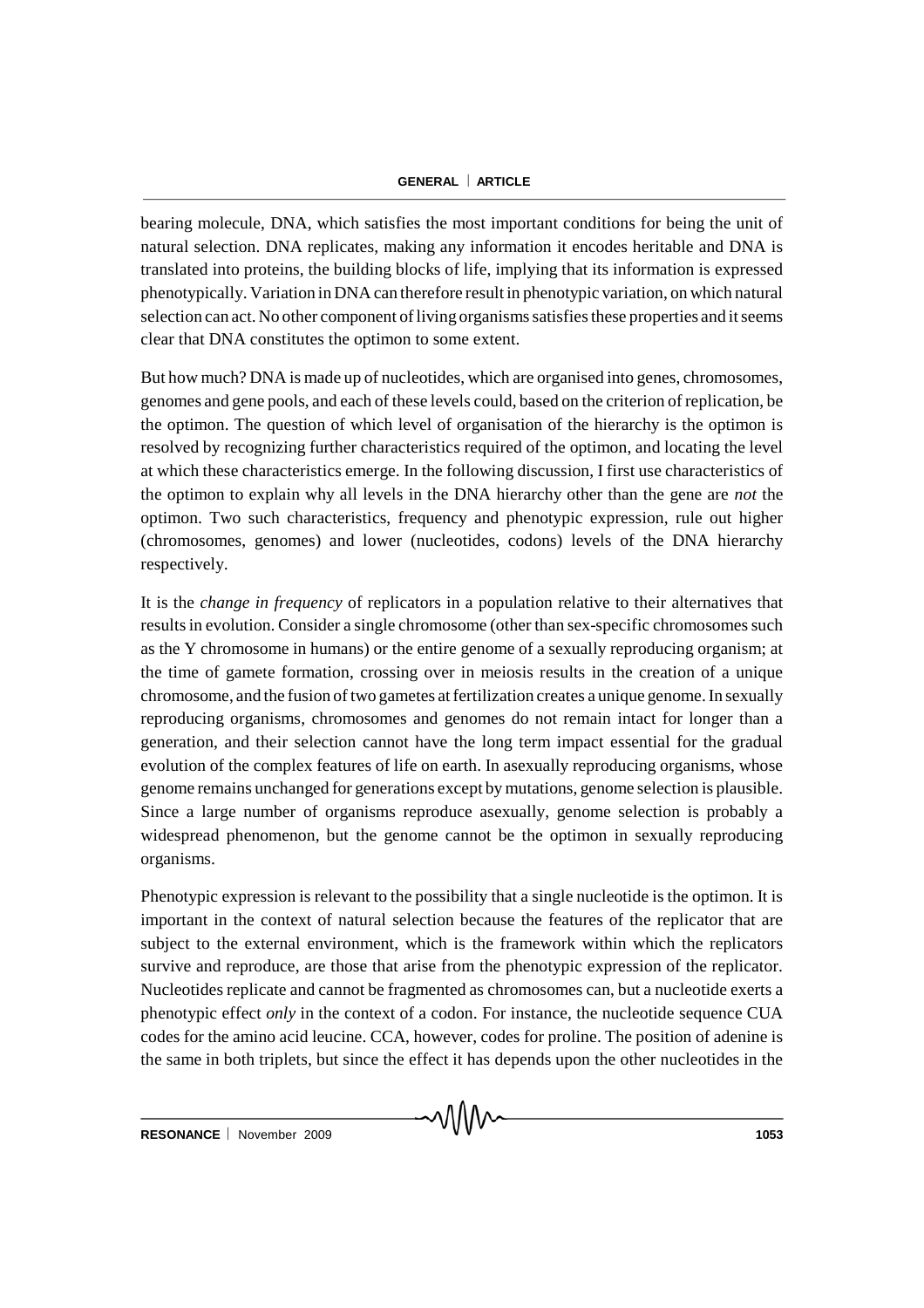bearing molecule, DNA, which satisfies the most important conditions for being the unit of natural selection. DNA replicates, making any information it encodes heritable and DNA is translated into proteins, the building blocks of life, implying that its information is expressed phenotypically. Variation in DNA can therefore result in phenotypic variation, on which natural selection can act. No other component of living organisms satisfies these properties and it seems clear that DNA constitutes the optimon to some extent.

But how much? DNA is made up of nucleotides, which are organised into genes, chromosomes, genomes and gene pools, and each of these levels could, based on the criterion of replication, be the optimon. The question of which level of organisation of the hierarchy is the optimon is resolved by recognizing further characteristics required of the optimon, and locating the level at which these characteristics emerge. In the following discussion, I first use characteristics of the optimon to explain why all levels in the DNA hierarchy other than the gene are *not* the optimon. Two such characteristics, frequency and phenotypic expression, rule out higher (chromosomes, genomes) and lower (nucleotides, codons) levels of the DNA hierarchy respectively.

It is the *change in frequency* of replicators in a population relative to their alternatives that results in evolution. Consider a single chromosome (other than sex-specific chromosomes such as the Y chromosome in humans) or the entire genome of a sexually reproducing organism; at the time of gamete formation, crossing over in meiosis results in the creation of a unique chromosome, and the fusion of two gametes at fertilization creates a unique genome. In sexually reproducing organisms, chromosomes and genomes do not remain intact for longer than a generation, and their selection cannot have the long term impact essential for the gradual evolution of the complex features of life on earth. In asexually reproducing organisms, whose genome remains unchanged for generations except by mutations, genome selection is plausible. Since a large number of organisms reproduce asexually, genome selection is probably a widespread phenomenon, but the genome cannot be the optimon in sexually reproducing organisms.

Phenotypic expression is relevant to the possibility that a single nucleotide is the optimon. It is important in the context of natural selection because the features of the replicator that are subject to the external environment, which is the framework within which the replicators survive and reproduce, are those that arise from the phenotypic expression of the replicator. Nucleotides replicate and cannot be fragmented as chromosomes can, but a nucleotide exerts a phenotypic effect *only* in the context of a codon. For instance, the nucleotide sequence CUA codes for the amino acid leucine. CCA, however, codes for proline. The position of adenine is the same in both triplets, but since the effect it has depends upon the other nucleotides in the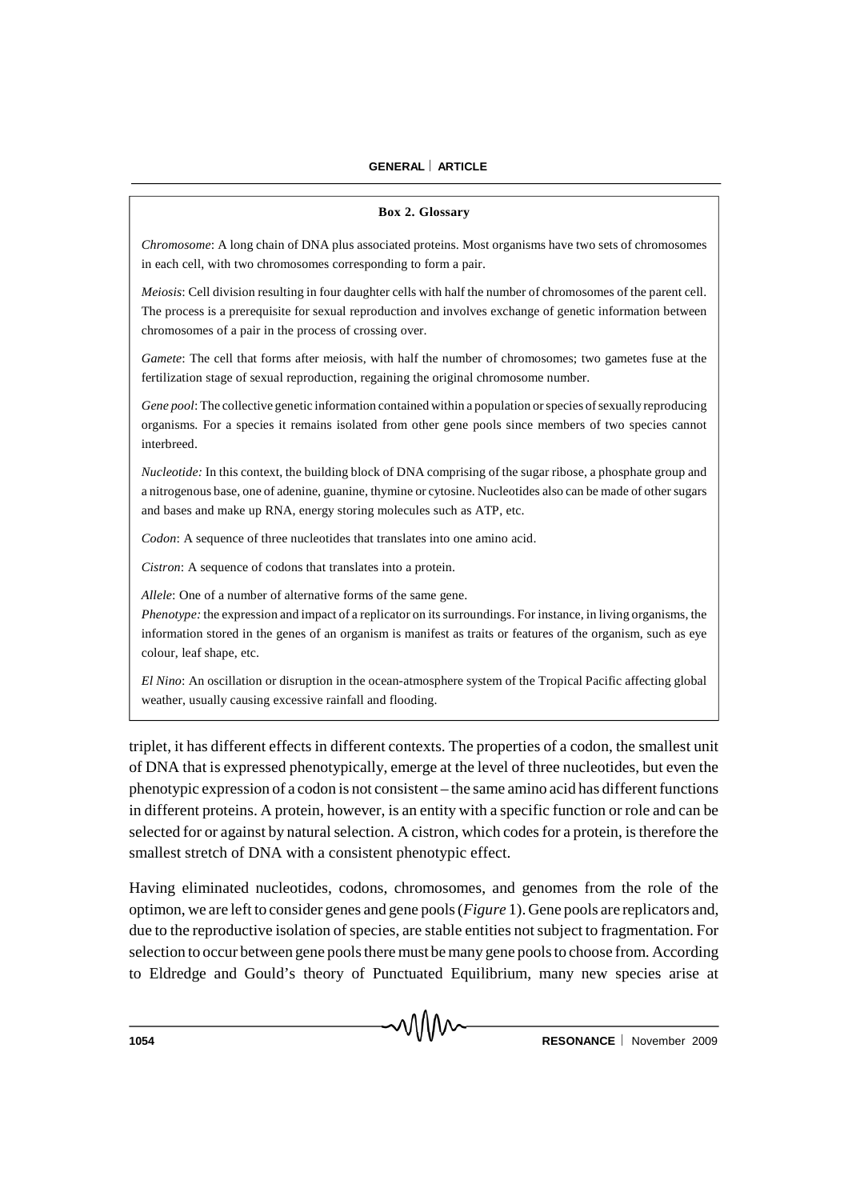**Box 2. Glossary**

*Chromosome*: A long chain of DNA plus associated proteins. Most organisms have two sets of chromosomes in each cell, with two chromosomes corresponding to form a pair.

*Meiosis*: Cell division resulting in four daughter cells with half the number of chromosomes of the parent cell. The process is a prerequisite for sexual reproduction and involves exchange of genetic information between chromosomes of a pair in the process of crossing over.

*Gamete*: The cell that forms after meiosis, with half the number of chromosomes; two gametes fuse at the fertilization stage of sexual reproduction, regaining the original chromosome number.

*Gene pool*: The collective genetic information contained within a population or species of sexually reproducing organisms. For a species it remains isolated from other gene pools since members of two species cannot interbreed.

*Nucleotide:* In this context, the building block of DNA comprising of the sugar ribose, a phosphate group and a nitrogenous base, one of adenine, guanine, thymine or cytosine. Nucleotides also can be made of other sugars and bases and make up RNA, energy storing molecules such as ATP, etc.

*Codon*: A sequence of three nucleotides that translates into one amino acid.

*Cistron*: A sequence of codons that translates into a protein.

*Allele*: One of a number of alternative forms of the same gene.

*Phenotype:* the expression and impact of a replicator on its surroundings. For instance, in living organisms, the information stored in the genes of an organism is manifest as traits or features of the organism, such as eye colour, leaf shape, etc.

*El Nino*: An oscillation or disruption in the ocean-atmosphere system of the Tropical Pacific affecting global weather, usually causing excessive rainfall and flooding.

triplet, it has different effects in different contexts. The properties of a codon, the smallest unit of DNA that is expressed phenotypically, emerge at the level of three nucleotides, but even the phenotypic expression of a codon is not consistent – the same amino acid has different functions in different proteins. A protein, however, is an entity with a specific function or role and can be selected for or against by natural selection. A cistron, which codes for a protein, is therefore the smallest stretch of DNA with a consistent phenotypic effect.

Having eliminated nucleotides, codons, chromosomes, and genomes from the role of the optimon, we are left to consider genes and gene pools (*Figure* 1). Gene pools are replicators and, due to the reproductive isolation of species, are stable entities not subject to fragmentation. For selection to occur between gene pools there must be many gene pools to choose from. According to Eldredge and Gould's theory of Punctuated Equilibrium, many new species arise at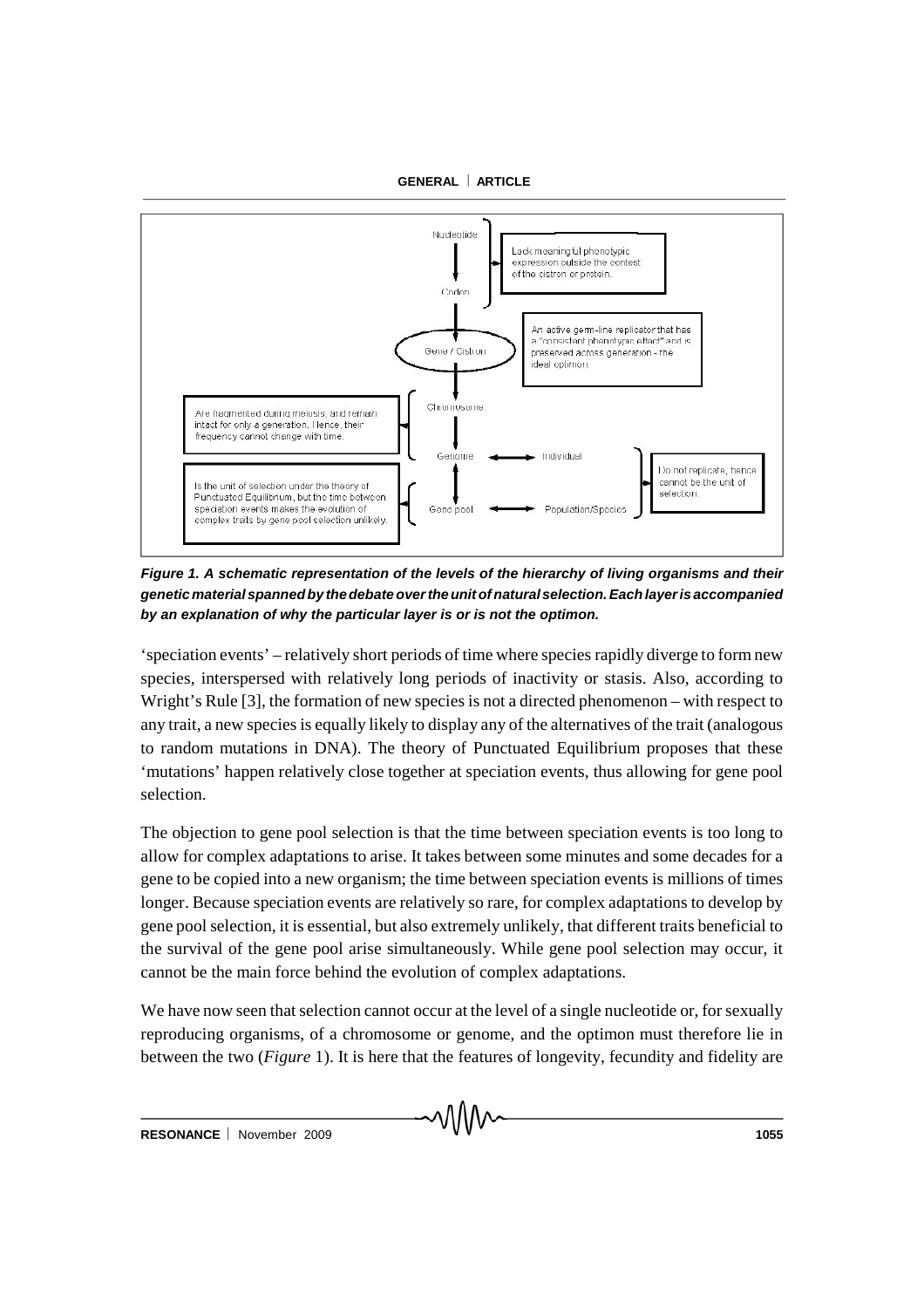Nucleotide

Codon

Lack meaningful phenotypic expression outside the contest of the cistron or protein.

Gene / Cistron

An active germ-line replicator that has a "consistent phenotypic effect" and is preserved across generation - the ideal optimon.

Chromosome

Genome ⟷ Individual

Gene pool ⟷ Population/Species

Are fragmented during meiosis, and remain intact for only a generation. Hence, their frequency cannot change with time.

Is the unit of selection under the theory of Punctuated Equilibrium, but the time between speciation events makes the evolution of complex traits by gene pool selection unlikely.

Do not replicate, hence cannot be the unit of selection.

***Figure 1. A schematic representation of the levels of the hierarchy of living organisms and their genetic material spanned by the debate over the unit of natural selection. Each layer is accompanied by an explanation of why the particular layer is or is not the optimon.***

'speciation events' – relatively short periods of time where species rapidly diverge to form new species, interspersed with relatively long periods of inactivity or stasis. Also, according to Wright's Rule [3], the formation of new species is not a directed phenomenon – with respect to any trait, a new species is equally likely to display any of the alternatives of the trait (analogous to random mutations in DNA). The theory of Punctuated Equilibrium proposes that these 'mutations' happen relatively close together at speciation events, thus allowing for gene pool selection.

The objection to gene pool selection is that the time between speciation events is too long to allow for complex adaptations to arise. It takes between some minutes and some decades for a gene to be copied into a new organism; the time between speciation events is millions of times longer. Because speciation events are relatively so rare, for complex adaptations to develop by gene pool selection, it is essential, but also extremely unlikely, that different traits beneficial to the survival of the gene pool arise simultaneously. While gene pool selection may occur, it cannot be the main force behind the evolution of complex adaptations.

We have now seen that selection cannot occur at the level of a single nucleotide or, for sexually reproducing organisms, of a chromosome or genome, and the optimon must therefore lie in between the two (*Figure* 1). It is here that the features of longevity, fecundity and fidelity are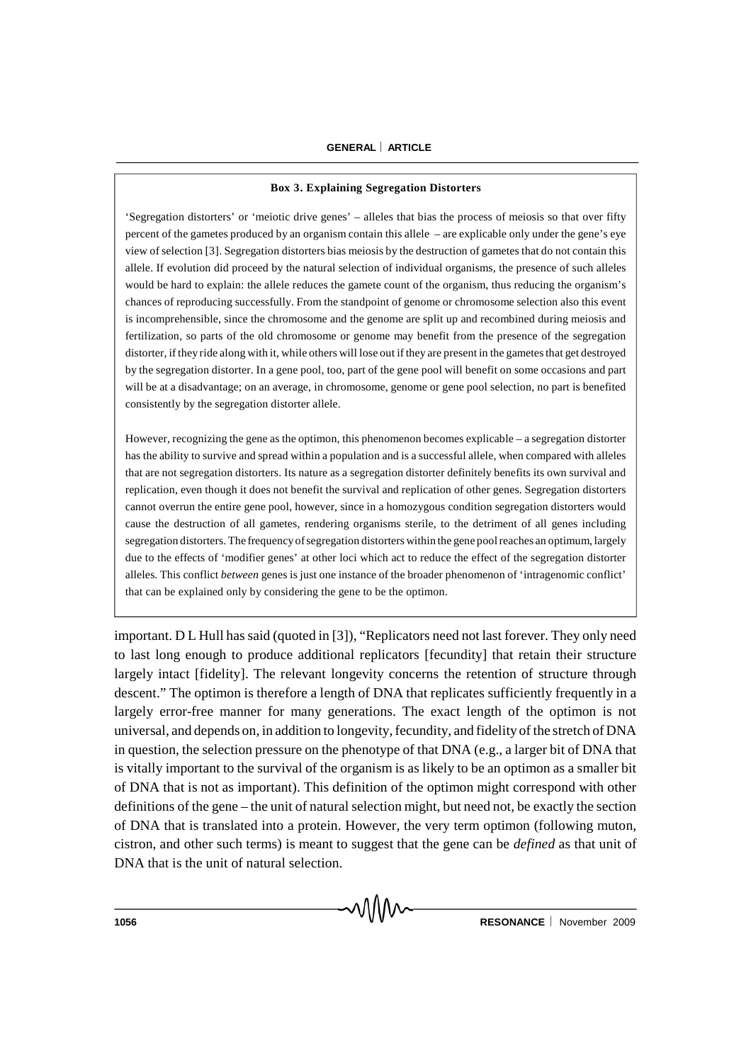### Box 3. Explaining Segregation Distorters

'Segregation distorters' or 'meiotic drive genes' – alleles that bias the process of meiosis so that over fifty percent of the gametes produced by an organism contain this allele – are explicable only under the gene's eye view of selection [3]. Segregation distorters bias meiosis by the destruction of gametes that do not contain this allele. If evolution did proceed by the natural selection of individual organisms, the presence of such alleles would be hard to explain: the allele reduces the gamete count of the organism, thus reducing the organism's chances of reproducing successfully. From the standpoint of genome or chromosome selection also this event is incomprehensible, since the chromosome and the genome are split up and recombined during meiosis and fertilization, so parts of the old chromosome or genome may benefit from the presence of the segregation distorter, if they ride along with it, while others will lose out if they are present in the gametes that get destroyed by the segregation distorter. In a gene pool, too, part of the gene pool will benefit on some occasions and part will be at a disadvantage; on an average, in chromosome, genome or gene pool selection, no part is benefited consistently by the segregation distorter allele.

However, recognizing the gene as the optimon, this phenomenon becomes explicable – a segregation distorter has the ability to survive and spread within a population and is a successful allele, when compared with alleles that are not segregation distorters. Its nature as a segregation distorter definitely benefits its own survival and replication, even though it does not benefit the survival and replication of other genes. Segregation distorters cannot overrun the entire gene pool, however, since in a homozygous condition segregation distorters would cause the destruction of all gametes, rendering organisms sterile, to the detriment of all genes including segregation distorters. The frequency of segregation distorters within the gene pool reaches an optimum, largely due to the effects of 'modifier genes' at other loci which act to reduce the effect of the segregation distorter alleles. This conflict *between* genes is just one instance of the broader phenomenon of 'intragenomic conflict' that can be explained only by considering the gene to be the optimon.

important. D L Hull has said (quoted in [3]), "Replicators need not last forever. They only need to last long enough to produce additional replicators [fecundity] that retain their structure largely intact [fidelity]. The relevant longevity concerns the retention of structure through descent." The optimon is therefore a length of DNA that replicates sufficiently frequently in a largely error-free manner for many generations. The exact length of the optimon is not universal, and depends on, in addition to longevity, fecundity, and fidelity of the stretch of DNA in question, the selection pressure on the phenotype of that DNA (e.g., a larger bit of DNA that is vitally important to the survival of the organism is as likely to be an optimon as a smaller bit of DNA that is not as important). This definition of the optimon might correspond with other definitions of the gene – the unit of natural selection might, but need not, be exactly the section of DNA that is translated into a protein. However, the very term optimon (following muton, cistron, and other such terms) is meant to suggest that the gene can be *defined* as that unit of DNA that is the unit of natural selection.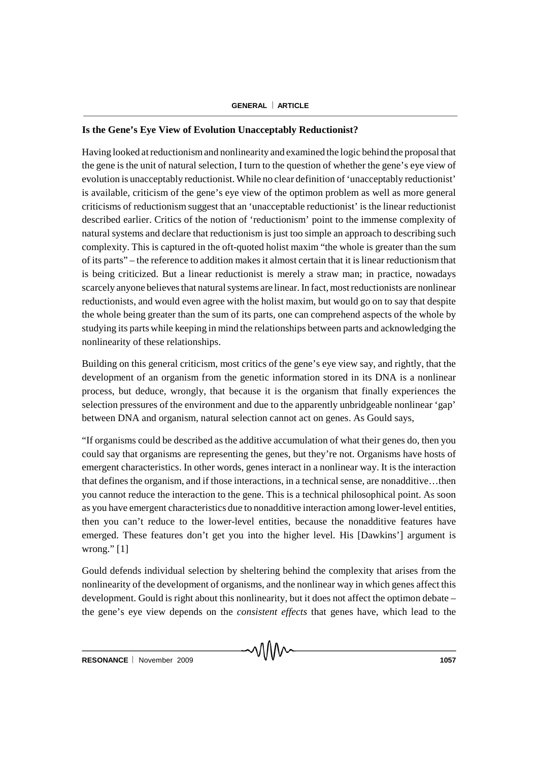### Is the Gene's Eye View of Evolution Unacceptably Reductionist?

Having looked at reductionism and nonlinearity and examined the logic behind the proposal that the gene is the unit of natural selection, I turn to the question of whether the gene's eye view of evolution is unacceptably reductionist. While no clear definition of 'unacceptably reductionist' is available, criticism of the gene's eye view of the optimon problem as well as more general criticisms of reductionism suggest that an 'unacceptable reductionist' is the linear reductionist described earlier. Critics of the notion of 'reductionism' point to the immense complexity of natural systems and declare that reductionism is just too simple an approach to describing such complexity. This is captured in the oft-quoted holist maxim "the whole is greater than the sum of its parts" – the reference to addition makes it almost certain that it is linear reductionism that is being criticized. But a linear reductionist is merely a straw man; in practice, nowadays scarcely anyone believes that natural systems are linear. In fact, most reductionists are nonlinear reductionists, and would even agree with the holist maxim, but would go on to say that despite the whole being greater than the sum of its parts, one can comprehend aspects of the whole by studying its parts while keeping in mind the relationships between parts and acknowledging the nonlinearity of these relationships.

Building on this general criticism, most critics of the gene's eye view say, and rightly, that the development of an organism from the genetic information stored in its DNA is a nonlinear process, but deduce, wrongly, that because it is the organism that finally experiences the selection pressures of the environment and due to the apparently unbridgeable nonlinear 'gap' between DNA and organism, natural selection cannot act on genes. As Gould says,

"If organisms could be described as the additive accumulation of what their genes do, then you could say that organisms are representing the genes, but they're not. Organisms have hosts of emergent characteristics. In other words, genes interact in a nonlinear way. It is the interaction that defines the organism, and if those interactions, in a technical sense, are nonadditive…then you cannot reduce the interaction to the gene. This is a technical philosophical point. As soon as you have emergent characteristics due to nonadditive interaction among lower-level entities, then you can't reduce to the lower-level entities, because the nonadditive features have emerged. These features don't get you into the higher level. His [Dawkins'] argument is wrong." [1]

Gould defends individual selection by sheltering behind the complexity that arises from the nonlinearity of the development of organisms, and the nonlinear way in which genes affect this development. Gould is right about this nonlinearity, but it does not affect the optimon debate – the gene's eye view depends on the *consistent effects* that genes have, which lead to the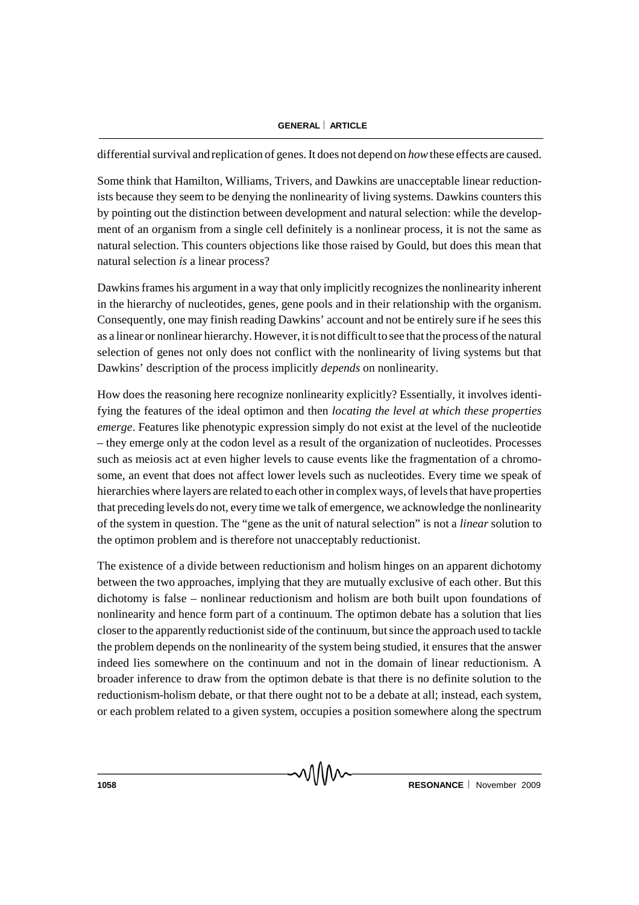differential survival and replication of genes. It does not depend on *how* these effects are caused.

Some think that Hamilton, Williams, Trivers, and Dawkins are unacceptable linear reductionists because they seem to be denying the nonlinearity of living systems. Dawkins counters this by pointing out the distinction between development and natural selection: while the development of an organism from a single cell definitely is a nonlinear process, it is not the same as natural selection. This counters objections like those raised by Gould, but does this mean that natural selection *is* a linear process?

Dawkins frames his argument in a way that only implicitly recognizes the nonlinearity inherent in the hierarchy of nucleotides, genes, gene pools and in their relationship with the organism. Consequently, one may finish reading Dawkins' account and not be entirely sure if he sees this as a linear or nonlinear hierarchy. However, it is not difficult to see that the process of the natural selection of genes not only does not conflict with the nonlinearity of living systems but that Dawkins' description of the process implicitly *depends* on nonlinearity.

How does the reasoning here recognize nonlinearity explicitly? Essentially, it involves identifying the features of the ideal optimon and then *locating the level at which these properties emerge*. Features like phenotypic expression simply do not exist at the level of the nucleotide – they emerge only at the codon level as a result of the organization of nucleotides. Processes such as meiosis act at even higher levels to cause events like the fragmentation of a chromosome, an event that does not affect lower levels such as nucleotides. Every time we speak of hierarchies where layers are related to each other in complex ways, of levels that have properties that preceding levels do not, every time we talk of emergence, we acknowledge the nonlinearity of the system in question. The "gene as the unit of natural selection" is not a *linear* solution to the optimon problem and is therefore not unacceptably reductionist.

The existence of a divide between reductionism and holism hinges on an apparent dichotomy between the two approaches, implying that they are mutually exclusive of each other. But this dichotomy is false – nonlinear reductionism and holism are both built upon foundations of nonlinearity and hence form part of a continuum. The optimon debate has a solution that lies closer to the apparently reductionist side of the continuum, but since the approach used to tackle the problem depends on the nonlinearity of the system being studied, it ensures that the answer indeed lies somewhere on the continuum and not in the domain of linear reductionism. A broader inference to draw from the optimon debate is that there is no definite solution to the reductionism-holism debate, or that there ought not to be a debate at all; instead, each system, or each problem related to a given system, occupies a position somewhere along the spectrum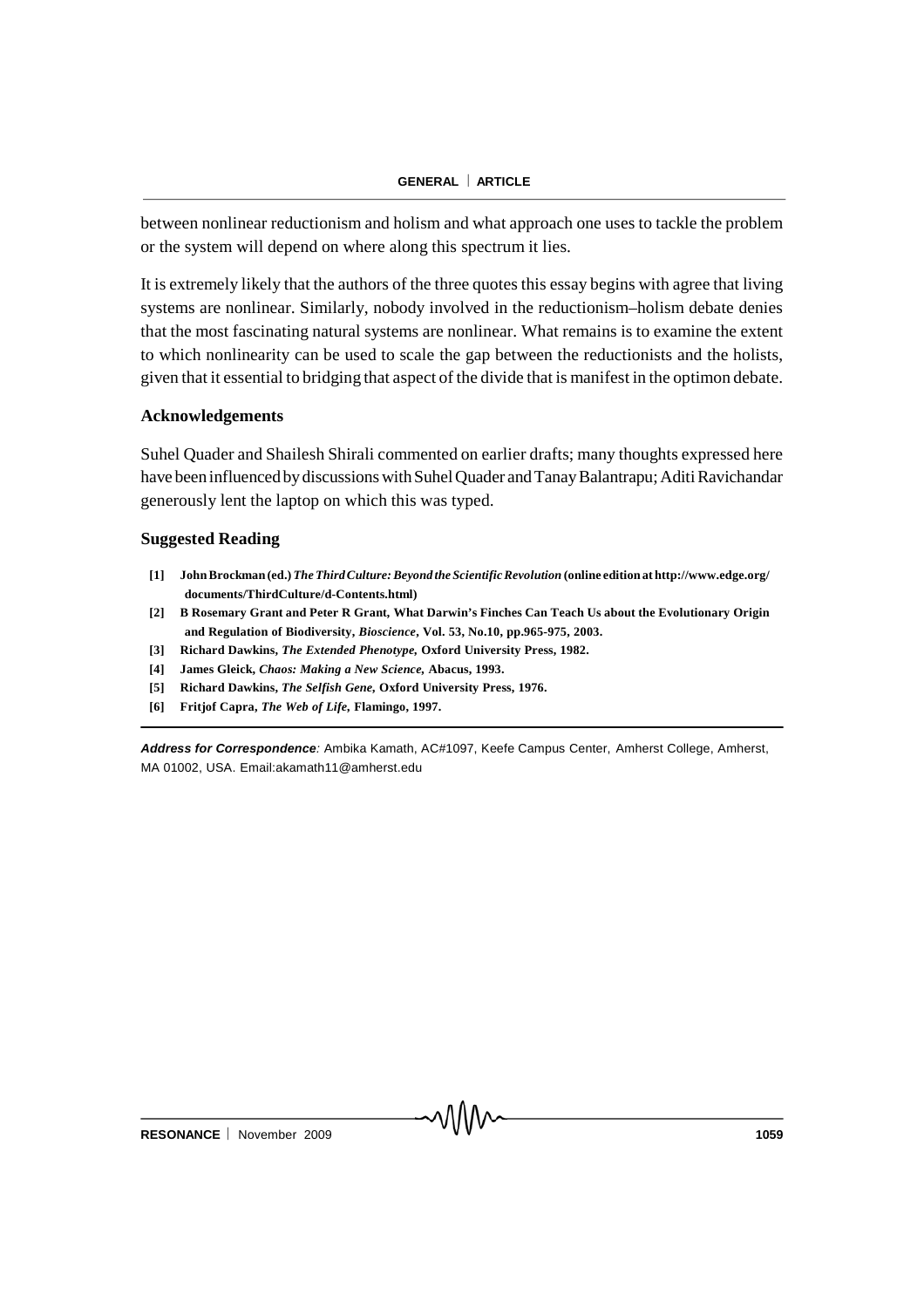between nonlinear reductionism and holism and what approach one uses to tackle the problem or the system will depend on where along this spectrum it lies.

It is extremely likely that the authors of the three quotes this essay begins with agree that living systems are nonlinear. Similarly, nobody involved in the reductionism–holism debate denies that the most fascinating natural systems are nonlinear. What remains is to examine the extent to which nonlinearity can be used to scale the gap between the reductionists and the holists, given that it essential to bridging that aspect of the divide that is manifest in the optimon debate.

## Acknowledgements

Suhel Quader and Shailesh Shirali commented on earlier drafts; many thoughts expressed here have been influenced by discussions with Suhel Quader and Tanay Balantrapu; Aditi Ravichandar generously lent the laptop on which this was typed.

## Suggested Reading

**[1] John Brockman (ed.) *The Third Culture: Beyond the Scientific Revolution* (online edition at http://www.edge.org/documents/ThirdCulture/d-Contents.html)**

**[2] B Rosemary Grant and Peter R Grant, What Darwin's Finches Can Teach Us about the Evolutionary Origin and Regulation of Biodiversity, *Bioscience*, Vol. 53, No.10, pp.965-975, 2003.**

**[3] Richard Dawkins, *The Extended Phenotype*, Oxford University Press, 1982.**

**[4] James Gleick, *Chaos: Making a New Science*, Abacus, 1993.**

**[5] Richard Dawkins, *The Selfish Gene*, Oxford University Press, 1976.**

**[6] Fritjof Capra, *The Web of Life*, Flamingo, 1997.**

***Address for Correspondence:*** Ambika Kamath, AC#1097, Keefe Campus Center, Amherst College, Amherst, MA 01002, USA. Email:akamath11@amherst.edu